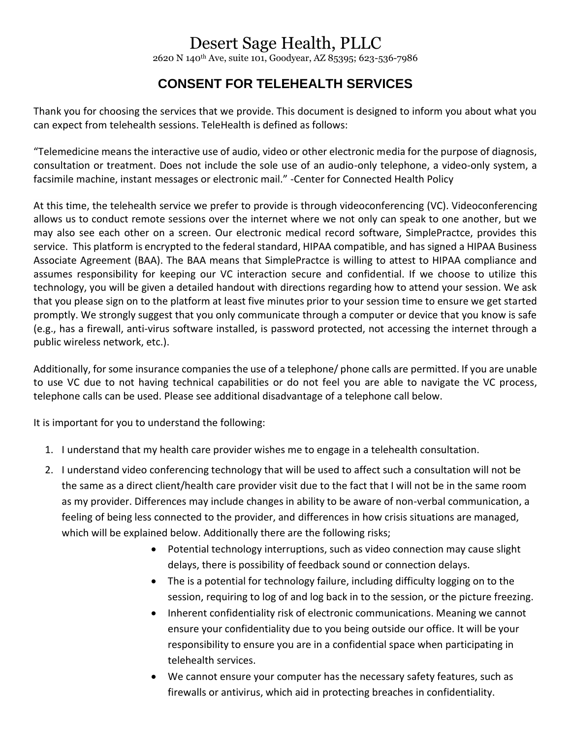# Desert Sage Health, PLLC

2620 N 140th Ave, suite 101, Goodyear, AZ 85395; 623-536-7986

## CONSENT FOR TELEHEALTH SERVICES

Thank you for choosing the services that we provide. This document is designed to inform you about what you can expect from telehealth sessions. TeleHealth is defined as follows:

"Telemedicine means the interactive use of audio, video or other electronic media for the purpose of diagnosis, consultation or treatment. Does not include the sole use of an audio-only telephone, a video-only system, a facsimile machine, instant messages or electronic mail." -Center for Connected Health Policy

At this time, the telehealth service we prefer to provide is through videoconferencing (VC). Videoconferencing allows us to conduct remote sessions over the internet where we not only can speak to one another, but we may also see each other on a screen. Our electronic medical record software, SimplePractce, provides this service. This platform is encrypted to the federal standard, HIPAA compatible, and has signed a HIPAA Business Associate Agreement (BAA). The BAA means that SimplePractce is willing to attest to HIPAA compliance and assumes responsibility for keeping our VC interaction secure and confidential. If we choose to utilize this technology, you will be given a detailed handout with directions regarding how to attend your session. We ask that you please sign on to the platform at least five minutes prior to your session time to ensure we get started promptly. We strongly suggest that you only communicate through a computer or device that you know is safe (e.g., has a firewall, anti-virus software installed, is password protected, not accessing the internet through a public wireless network, etc.).

Additionally, for some insurance companies the use of a telephone/ phone calls are permitted. If you are unable to use VC due to not having technical capabilities or do not feel you are able to navigate the VC process, telephone calls can be used. Please see additional disadvantage of a telephone call below.

It is important for you to understand the following:

1. I understand that my health care provider wishes me to engage in a telehealth consultation.
2. I understand video conferencing technology that will be used to affect such a consultation will not be the same as a direct client/health care provider visit due to the fact that I will not be in the same room as my provider. Differences may include changes in ability to be aware of non-verbal communication, a feeling of being less connected to the provider, and differences in how crisis situations are managed, which will be explained below. Additionally there are the following risks;
   - Potential technology interruptions, such as video connection may cause slight delays, there is possibility of feedback sound or connection delays.
   - The is a potential for technology failure, including difficulty logging on to the session, requiring to log of and log back in to the session, or the picture freezing.
   - Inherent confidentiality risk of electronic communications. Meaning we cannot ensure your confidentiality due to you being outside our office. It will be your responsibility to ensure you are in a confidential space when participating in telehealth services.
   - We cannot ensure your computer has the necessary safety features, such as firewalls or antivirus, which aid in protecting breaches in confidentiality.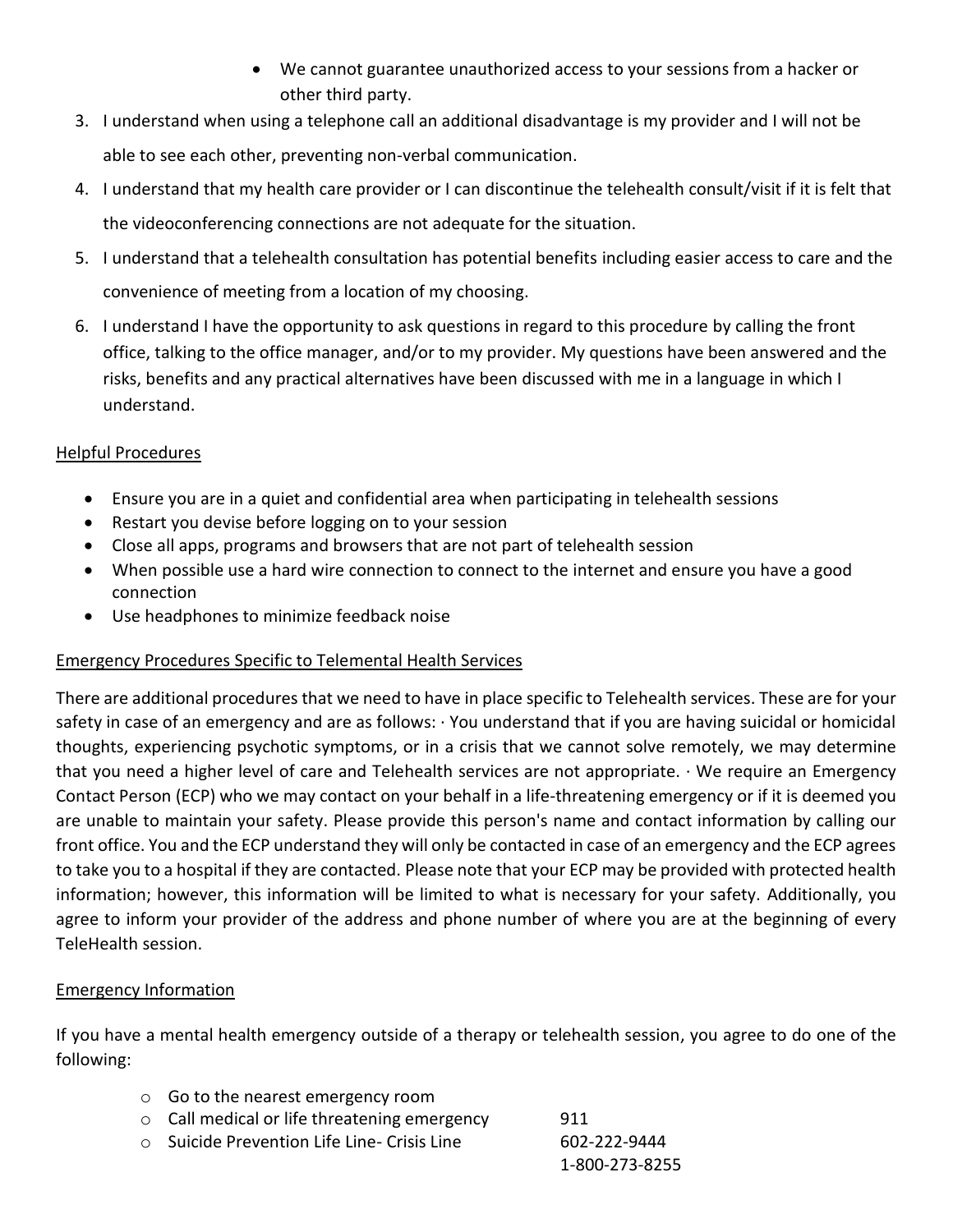- We cannot guarantee unauthorized access to your sessions from a hacker or other third party.

3. I understand when using a telephone call an additional disadvantage is my provider and I will not be able to see each other, preventing non-verbal communication.
4. I understand that my health care provider or I can discontinue the telehealth consult/visit if it is felt that the videoconferencing connections are not adequate for the situation.
5. I understand that a telehealth consultation has potential benefits including easier access to care and the convenience of meeting from a location of my choosing.
6. I understand I have the opportunity to ask questions in regard to this procedure by calling the front office, talking to the office manager, and/or to my provider. My questions have been answered and the risks, benefits and any practical alternatives have been discussed with me in a language in which I understand.

Helpful Procedures

- Ensure you are in a quiet and confidential area when participating in telehealth sessions
- Restart you devise before logging on to your session
- Close all apps, programs and browsers that are not part of telehealth session
- When possible use a hard wire connection to connect to the internet and ensure you have a good connection
- Use headphones to minimize feedback noise

Emergency Procedures Specific to Telemental Health Services

There are additional procedures that we need to have in place specific to Telehealth services. These are for your safety in case of an emergency and are as follows: · You understand that if you are having suicidal or homicidal thoughts, experiencing psychotic symptoms, or in a crisis that we cannot solve remotely, we may determine that you need a higher level of care and Telehealth services are not appropriate. · We require an Emergency Contact Person (ECP) who we may contact on your behalf in a life-threatening emergency or if it is deemed you are unable to maintain your safety. Please provide this person's name and contact information by calling our front office. You and the ECP understand they will only be contacted in case of an emergency and the ECP agrees to take you to a hospital if they are contacted. Please note that your ECP may be provided with protected health information; however, this information will be limited to what is necessary for your safety. Additionally, you agree to inform your provider of the address and phone number of where you are at the beginning of every TeleHealth session.

Emergency Information

If you have a mental health emergency outside of a therapy or telehealth session, you agree to do one of the following:

- Go to the nearest emergency room
- Call medical or life threatening emergency 911
- Suicide Prevention Life Line- Crisis Line 602-222-9444 1-800-273-8255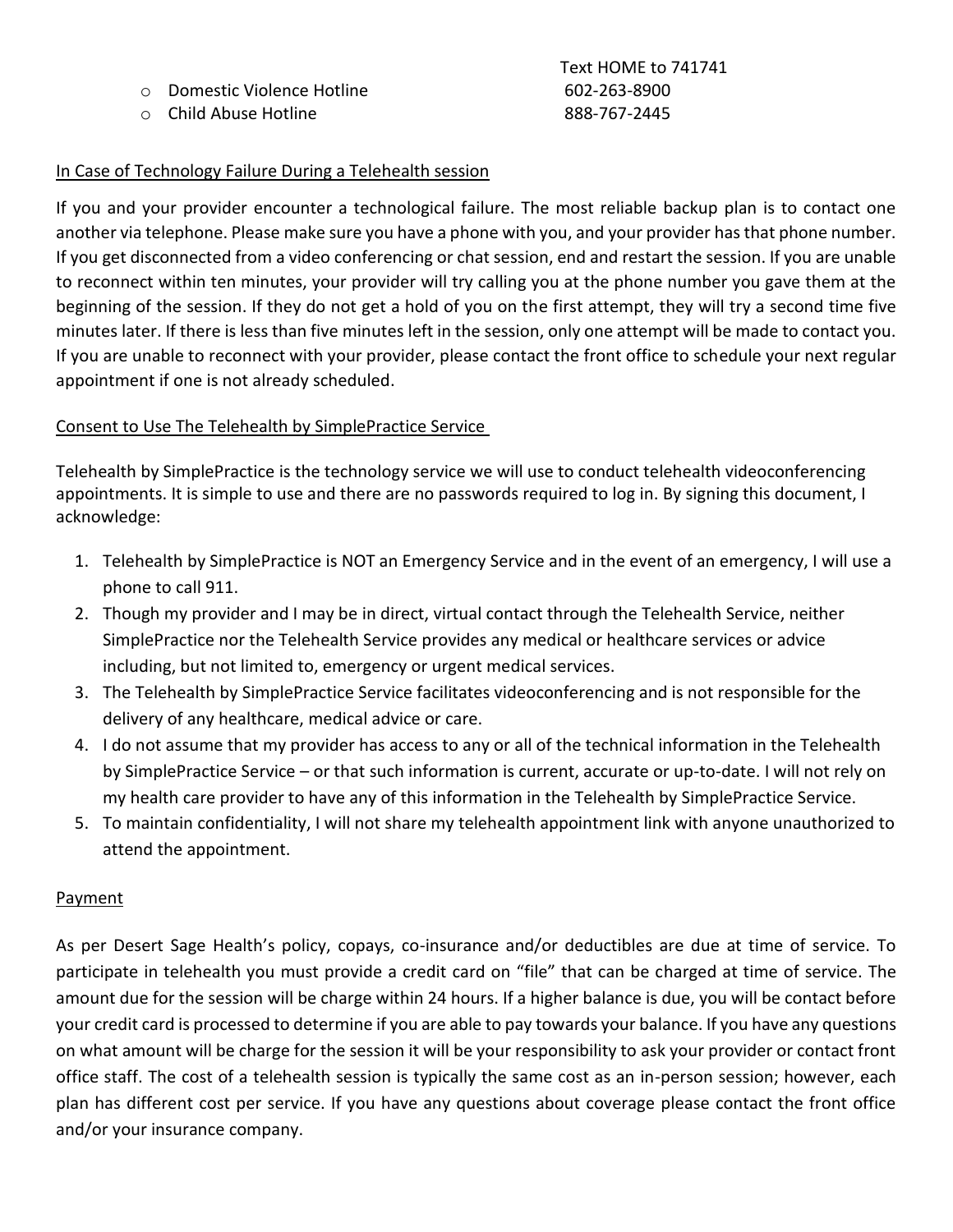Text HOME to 741741

- Domestic Violence Hotline 602-263-8900
- Child Abuse Hotline 888-767-2445

<u>In Case of Technology Failure During a Telehealth session</u>

If you and your provider encounter a technological failure. The most reliable backup plan is to contact one another via telephone. Please make sure you have a phone with you, and your provider has that phone number. If you get disconnected from a video conferencing or chat session, end and restart the session. If you are unable to reconnect within ten minutes, your provider will try calling you at the phone number you gave them at the beginning of the session. If they do not get a hold of you on the first attempt, they will try a second time five minutes later. If there is less than five minutes left in the session, only one attempt will be made to contact you. If you are unable to reconnect with your provider, please contact the front office to schedule your next regular appointment if one is not already scheduled.

<u>Consent to Use The Telehealth by SimplePractice Service</u>

Telehealth by SimplePractice is the technology service we will use to conduct telehealth videoconferencing appointments. It is simple to use and there are no passwords required to log in. By signing this document, I acknowledge:

1. Telehealth by SimplePractice is NOT an Emergency Service and in the event of an emergency, I will use a phone to call 911.
2. Though my provider and I may be in direct, virtual contact through the Telehealth Service, neither SimplePractice nor the Telehealth Service provides any medical or healthcare services or advice including, but not limited to, emergency or urgent medical services.
3. The Telehealth by SimplePractice Service facilitates videoconferencing and is not responsible for the delivery of any healthcare, medical advice or care.
4. I do not assume that my provider has access to any or all of the technical information in the Telehealth by SimplePractice Service – or that such information is current, accurate or up-to-date. I will not rely on my health care provider to have any of this information in the Telehealth by SimplePractice Service.
5. To maintain confidentiality, I will not share my telehealth appointment link with anyone unauthorized to attend the appointment.

<u>Payment</u>

As per Desert Sage Health's policy, copays, co-insurance and/or deductibles are due at time of service. To participate in telehealth you must provide a credit card on "file" that can be charged at time of service. The amount due for the session will be charge within 24 hours. If a higher balance is due, you will be contact before your credit card is processed to determine if you are able to pay towards your balance. If you have any questions on what amount will be charge for the session it will be your responsibility to ask your provider or contact front office staff. The cost of a telehealth session is typically the same cost as an in-person session; however, each plan has different cost per service. If you have any questions about coverage please contact the front office and/or your insurance company.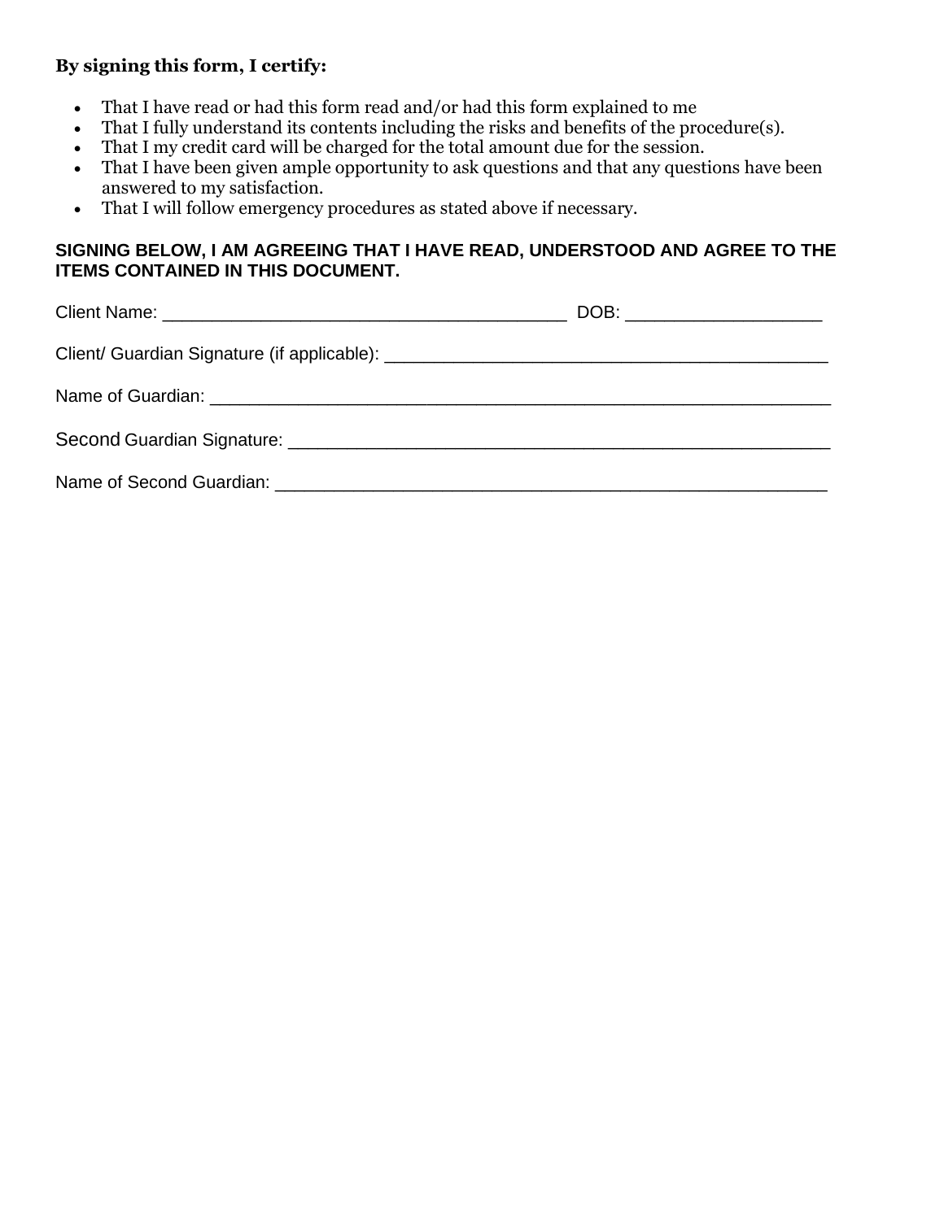**By signing this form, I certify:**

- That I have read or had this form read and/or had this form explained to me
- That I fully understand its contents including the risks and benefits of the procedure(s).
- That I my credit card will be charged for the total amount due for the session.
- That I have been given ample opportunity to ask questions and that any questions have been answered to my satisfaction.
- That I will follow emergency procedures as stated above if necessary.

**SIGNING BELOW, I AM AGREEING THAT I HAVE READ, UNDERSTOOD AND AGREE TO THE ITEMS CONTAINED IN THIS DOCUMENT.**

Client Name: ________________________________________ DOB: ___________________

Client/ Guardian Signature (if applicable): ____________________________________________

Name of Guardian: ______________________________________________________________

Second Guardian Signature: ______________________________________________________

Name of Second Guardian: _______________________________________________________